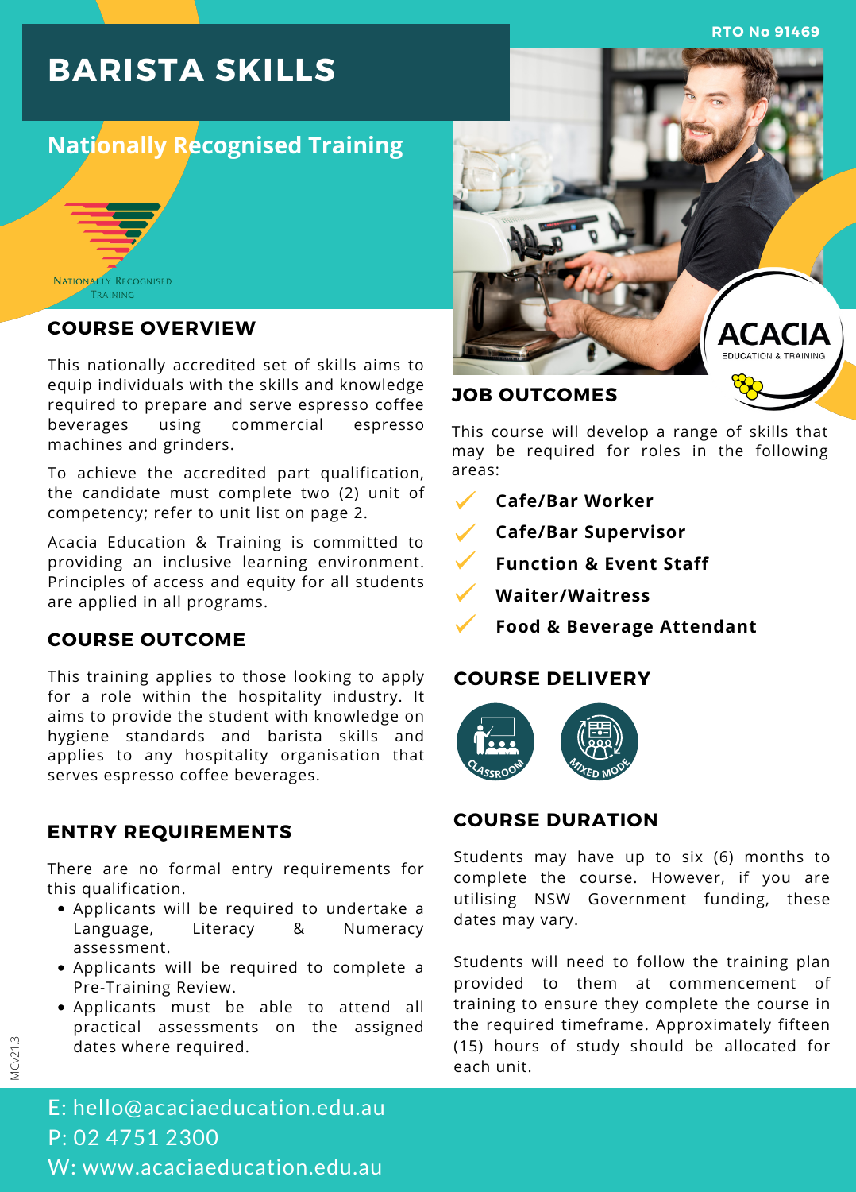RTO No 91469

# BARISTA SKILLS

## Nationally Recognised Training

Nationally Recognised Training

## COURSE OVERVIEW

This nationally accredited set of skills aims to equip individuals with the skills and knowledge required to prepare and serve espresso coffee beverages using commercial espresso machines and grinders.

To achieve the accredited part qualification, the candidate must complete two (2) unit of competency; refer to unit list on page 2.

Acacia Education & Training is committed to providing an inclusive learning environment. Principles of access and equity for all students are applied in all programs.

## COURSE OUTCOME

This training applies to those looking to apply for a role within the hospitality industry. It aims to provide the student with knowledge on hygiene standards and barista skills and applies to any hospitality organisation that serves espresso coffee beverages.

## ENTRY REQUIREMENTS

There are no formal entry requirements for this qualification.

- Applicants will be required to undertake a Language, Literacy & Numeracy assessment.
- Applicants will be required to complete a Pre-Training Review.
- Applicants must be able to attend all practical assessments on the assigned dates where required.

## JOB OUTCOMES

This course will develop a range of skills that may be required for roles in the following areas:

- **Cafe/Bar Worker**
- **Cafe/Bar Supervisor**
- **Function & Event Staff**
- **Waiter/Waitress**
- **Food & Beverage Attendant**

## COURSE DELIVERY

- Classroom
- Mixed Mode

## COURSE DURATION

Students may have up to six (6) months to complete the course. However, if you are utilising NSW Government funding, these dates may vary.

Students will need to follow the training plan provided to them at commencement of training to ensure they complete the course in the required timeframe. Approximately fifteen (15) hours of study should be allocated for each unit.

E: hello@acaciaeducation.edu.au
P: 02 4751 2300
W: www.acaciaeducation.edu.au

MCv21.3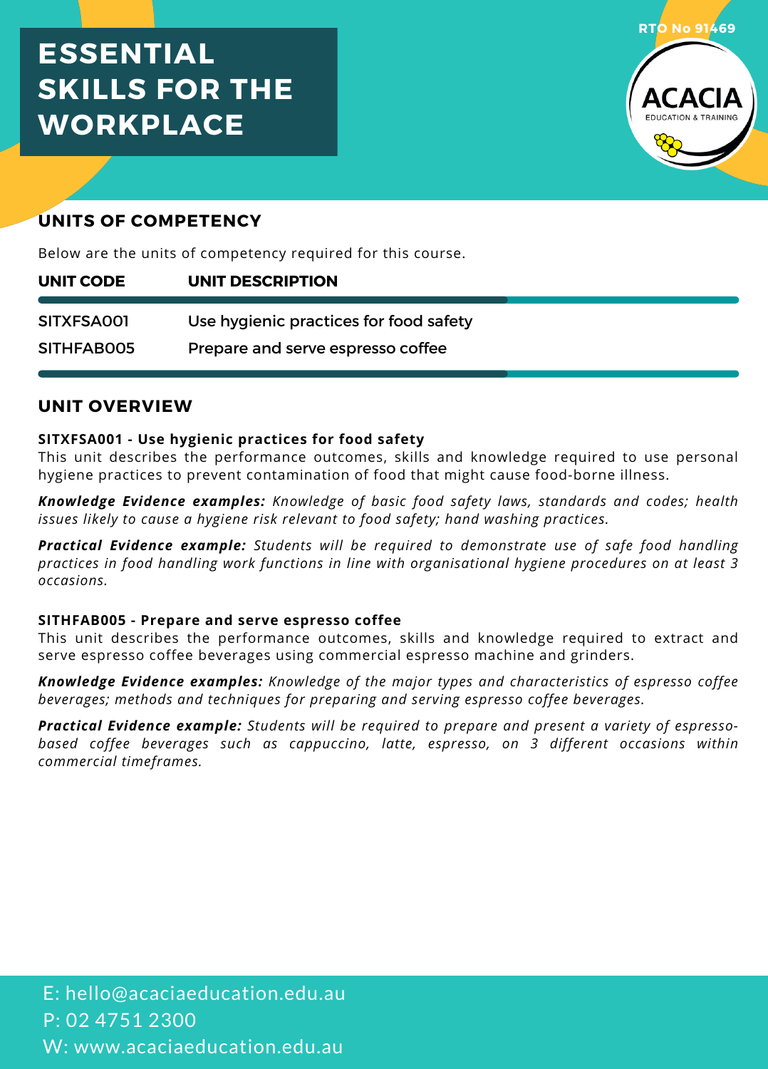# ESSENTIAL SKILLS FOR THE WORKPLACE

RTO No 91469

ACACIA EDUCATION & TRAINING

## UNITS OF COMPETENCY

Below are the units of competency required for this course.

| UNIT CODE | UNIT DESCRIPTION |
|---|---|
| SITXFSA001 | Use hygienic practices for food safety |
| SITHFAB005 | Prepare and serve espresso coffee |

## UNIT OVERVIEW

**SITXFSA001 - Use hygienic practices for food safety**
This unit describes the performance outcomes, skills and knowledge required to use personal hygiene practices to prevent contamination of food that might cause food-borne illness.

***Knowledge Evidence examples:*** *Knowledge of basic food safety laws, standards and codes; health issues likely to cause a hygiene risk relevant to food safety; hand washing practices.*

***Practical Evidence example:*** *Students will be required to demonstrate use of safe food handling practices in food handling work functions in line with organisational hygiene procedures on at least 3 occasions.*

**SITHFAB005 - Prepare and serve espresso coffee**
This unit describes the performance outcomes, skills and knowledge required to extract and serve espresso coffee beverages using commercial espresso machine and grinders.

***Knowledge Evidence examples:*** *Knowledge of the major types and characteristics of espresso coffee beverages; methods and techniques for preparing and serving espresso coffee beverages.*

***Practical Evidence example:*** *Students will be required to prepare and present a variety of espresso-based coffee beverages such as cappuccino, latte, espresso, on 3 different occasions within commercial timeframes.*

E: hello@acaciaeducation.edu.au
P: 02 4751 2300
W: www.acaciaeducation.edu.au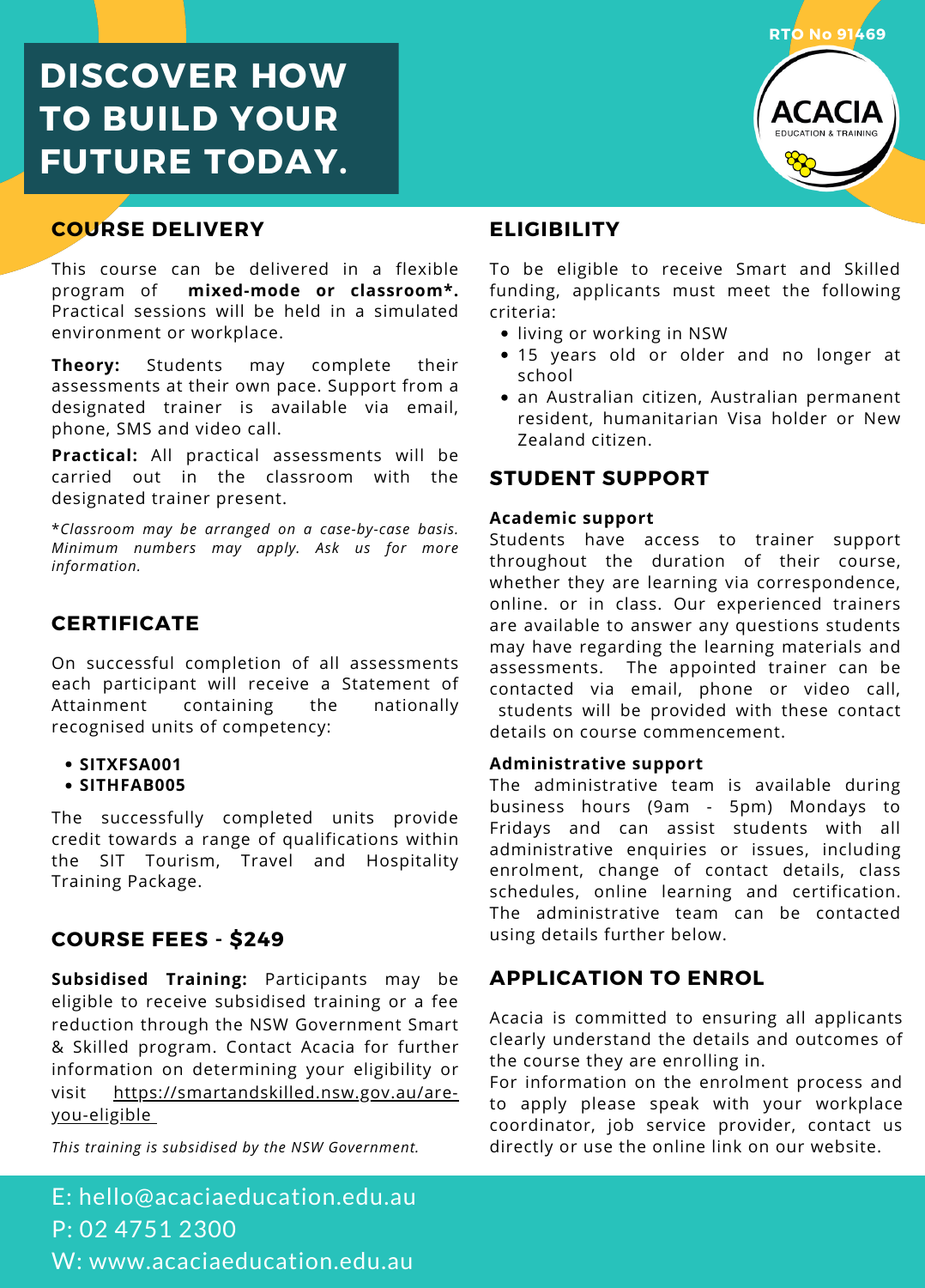RTO No 91469

ACACIA
EDUCATION & TRAINING

# DISCOVER HOW TO BUILD YOUR FUTURE TODAY.

## COURSE DELIVERY

This course can be delivered in a flexible program of **mixed-mode or classroom*.** Practical sessions will be held in a simulated environment or workplace.

**Theory:** Students may complete their assessments at their own pace. Support from a designated trainer is available via email, phone, SMS and video call.

**Practical:** All practical assessments will be carried out in the classroom with the designated trainer present.

**Classroom may be arranged on a case-by-case basis. Minimum numbers may apply. Ask us for more information.*

## CERTIFICATE

On successful completion of all assessments each participant will receive a Statement of Attainment containing the nationally recognised units of competency:

- **SITXFSA001**
- **SITHFAB005**

The successfully completed units provide credit towards a range of qualifications within the SIT Tourism, Travel and Hospitality Training Package.

## COURSE FEES - $249

**Subsidised Training:** Participants may be eligible to receive subsidised training or a fee reduction through the NSW Government Smart & Skilled program. Contact Acacia for further information on determining your eligibility or visit https://smartandskilled.nsw.gov.au/are-you-eligible

*This training is subsidised by the NSW Government.*

## ELIGIBILITY

To be eligible to receive Smart and Skilled funding, applicants must meet the following criteria:

- living or working in NSW
- 15 years old or older and no longer at school
- an Australian citizen, Australian permanent resident, humanitarian Visa holder or New Zealand citizen.

## STUDENT SUPPORT

### Academic support

Students have access to trainer support throughout the duration of their course, whether they are learning via correspondence, online. or in class. Our experienced trainers are available to answer any questions students may have regarding the learning materials and assessments. The appointed trainer can be contacted via email, phone or video call, students will be provided with these contact details on course commencement.

### Administrative support

The administrative team is available during business hours (9am - 5pm) Mondays to Fridays and can assist students with all administrative enquiries or issues, including enrolment, change of contact details, class schedules, online learning and certification. The administrative team can be contacted using details further below.

## APPLICATION TO ENROL

Acacia is committed to ensuring all applicants clearly understand the details and outcomes of the course they are enrolling in.
For information on the enrolment process and to apply please speak with your workplace coordinator, job service provider, contact us directly or use the online link on our website.

E: hello@acaciaeducation.edu.au
P: 02 4751 2300
W: www.acaciaeducation.edu.au